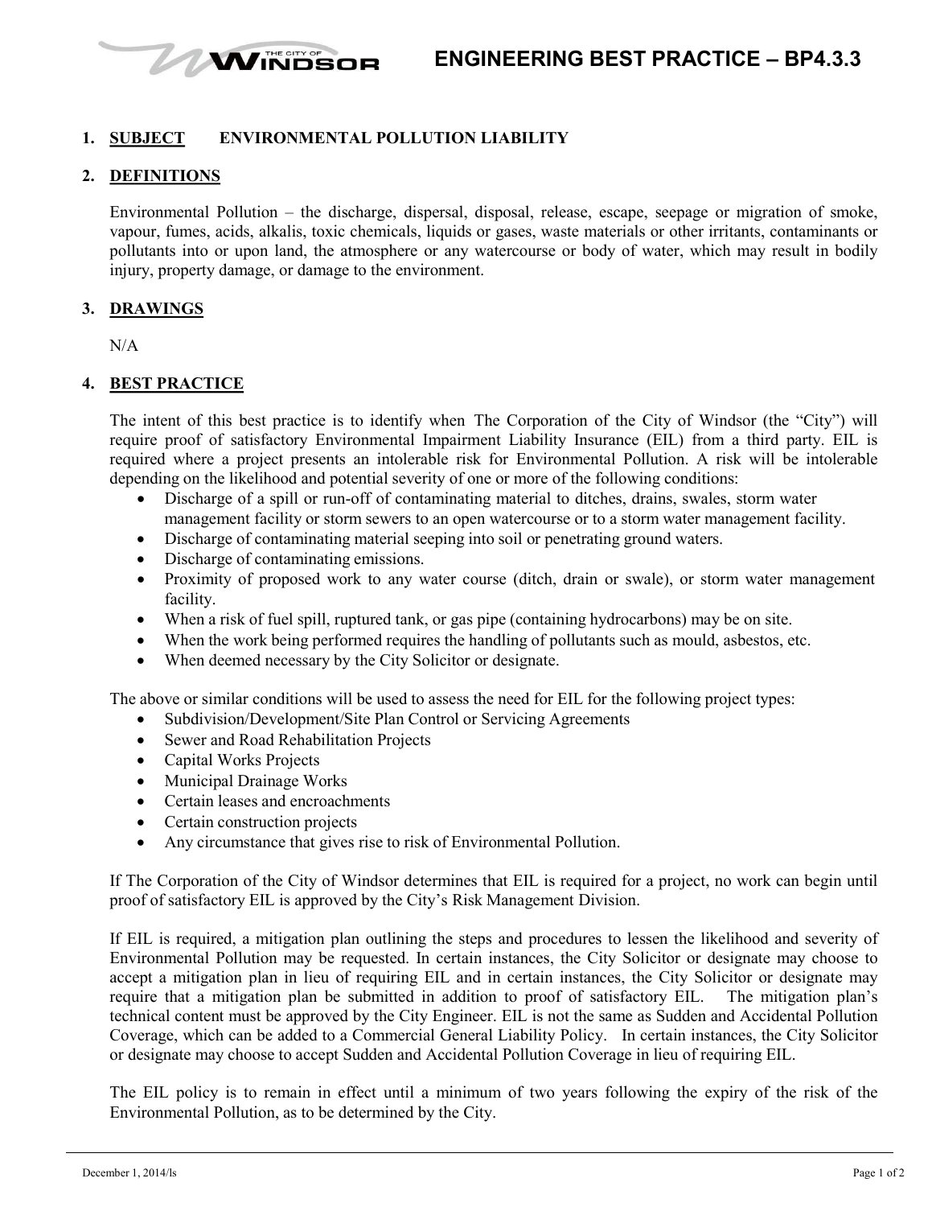# ENGINEERING BEST PRACTICE – BP4.3.3

## 1. SUBJECT ENVIRONMENTAL POLLUTION LIABILITY

## 2. DEFINITIONS

Environmental Pollution – the discharge, dispersal, disposal, release, escape, seepage or migration of smoke, vapour, fumes, acids, alkalis, toxic chemicals, liquids or gases, waste materials or other irritants, contaminants or pollutants into or upon land, the atmosphere or any watercourse or body of water, which may result in bodily injury, property damage, or damage to the environment.

## 3. DRAWINGS

N/A

## 4. BEST PRACTICE

The intent of this best practice is to identify when The Corporation of the City of Windsor (the "City") will require proof of satisfactory Environmental Impairment Liability Insurance (EIL) from a third party. EIL is required where a project presents an intolerable risk for Environmental Pollution. A risk will be intolerable depending on the likelihood and potential severity of one or more of the following conditions:

- Discharge of a spill or run-off of contaminating material to ditches, drains, swales, storm water management facility or storm sewers to an open watercourse or to a storm water management facility.
- Discharge of contaminating material seeping into soil or penetrating ground waters.
- Discharge of contaminating emissions.
- Proximity of proposed work to any water course (ditch, drain or swale), or storm water management facility.
- When a risk of fuel spill, ruptured tank, or gas pipe (containing hydrocarbons) may be on site.
- When the work being performed requires the handling of pollutants such as mould, asbestos, etc.
- When deemed necessary by the City Solicitor or designate.

The above or similar conditions will be used to assess the need for EIL for the following project types:

- Subdivision/Development/Site Plan Control or Servicing Agreements
- Sewer and Road Rehabilitation Projects
- Capital Works Projects
- Municipal Drainage Works
- Certain leases and encroachments
- Certain construction projects
- Any circumstance that gives rise to risk of Environmental Pollution.

If The Corporation of the City of Windsor determines that EIL is required for a project, no work can begin until proof of satisfactory EIL is approved by the City's Risk Management Division.

If EIL is required, a mitigation plan outlining the steps and procedures to lessen the likelihood and severity of Environmental Pollution may be requested. In certain instances, the City Solicitor or designate may choose to accept a mitigation plan in lieu of requiring EIL and in certain instances, the City Solicitor or designate may require that a mitigation plan be submitted in addition to proof of satisfactory EIL. The mitigation plan's technical content must be approved by the City Engineer. EIL is not the same as Sudden and Accidental Pollution Coverage, which can be added to a Commercial General Liability Policy. In certain instances, the City Solicitor or designate may choose to accept Sudden and Accidental Pollution Coverage in lieu of requiring EIL.

The EIL policy is to remain in effect until a minimum of two years following the expiry of the risk of the Environmental Pollution, as to be determined by the City.

December 1, 2014/ls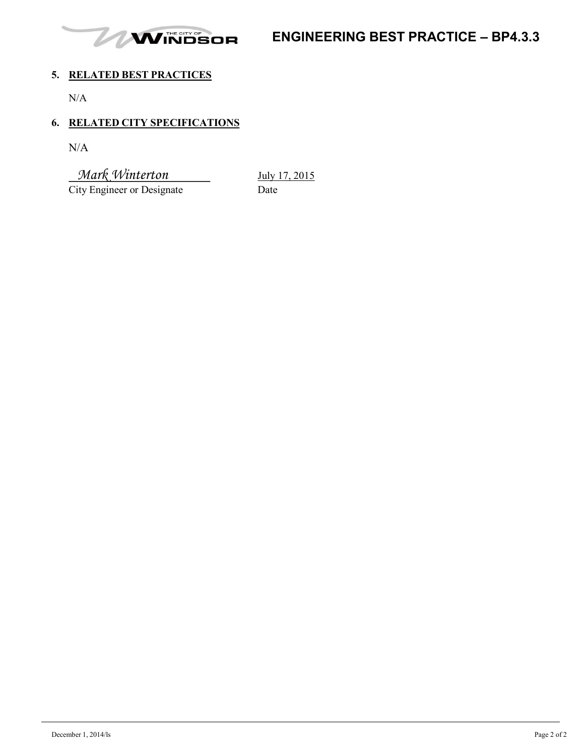## 5. RELATED BEST PRACTICES

N/A

## 6. RELATED CITY SPECIFICATIONS

N/A

*Mark Winterton*
City Engineer or Designate

July 17, 2015
Date